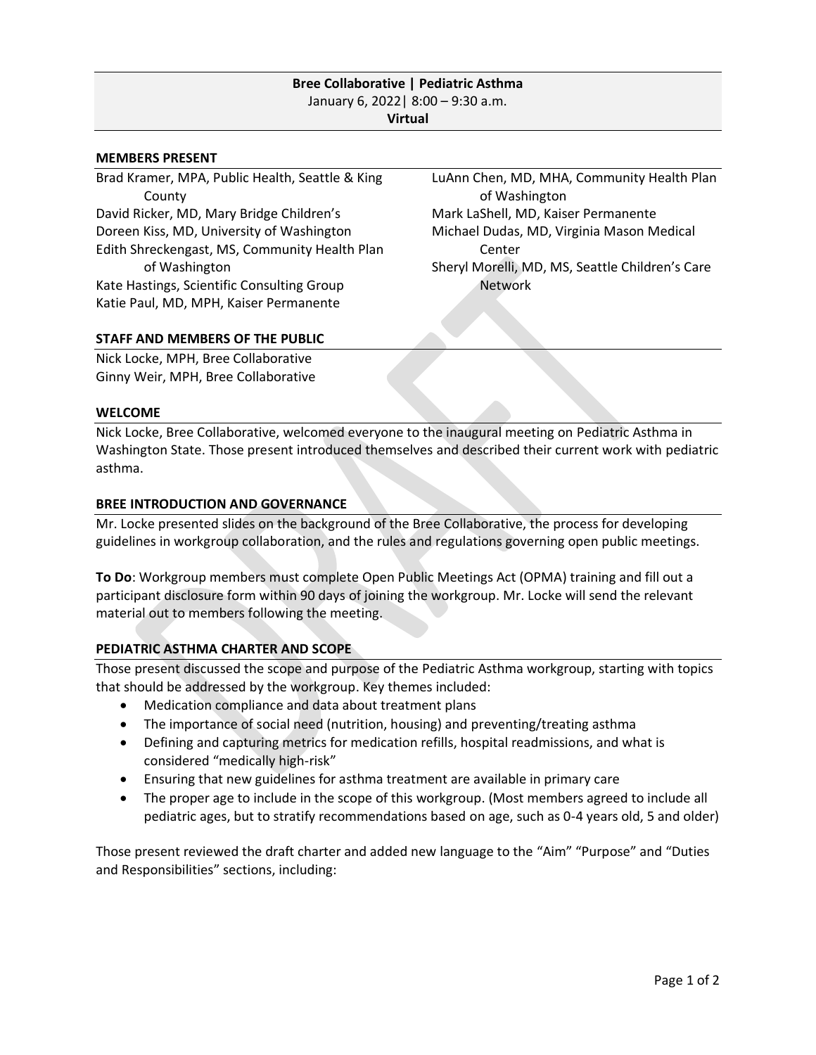**Bree Collaborative | Pediatric Asthma**
January 6, 2022| 8:00 – 9:30 a.m.
**Virtual**

## MEMBERS PRESENT

Brad Kramer, MPA, Public Health, Seattle & King County
David Ricker, MD, Mary Bridge Children's
Doreen Kiss, MD, University of Washington
Edith Shreckengast, MS, Community Health Plan of Washington
Kate Hastings, Scientific Consulting Group
Katie Paul, MD, MPH, Kaiser Permanente
LuAnn Chen, MD, MHA, Community Health Plan of Washington
Mark LaShell, MD, Kaiser Permanente
Michael Dudas, MD, Virginia Mason Medical Center
Sheryl Morelli, MD, MS, Seattle Children's Care Network

## STAFF AND MEMBERS OF THE PUBLIC

Nick Locke, MPH, Bree Collaborative
Ginny Weir, MPH, Bree Collaborative

## WELCOME

Nick Locke, Bree Collaborative, welcomed everyone to the inaugural meeting on Pediatric Asthma in Washington State. Those present introduced themselves and described their current work with pediatric asthma.

## BREE INTRODUCTION AND GOVERNANCE

Mr. Locke presented slides on the background of the Bree Collaborative, the process for developing guidelines in workgroup collaboration, and the rules and regulations governing open public meetings.

**To Do**: Workgroup members must complete Open Public Meetings Act (OPMA) training and fill out a participant disclosure form within 90 days of joining the workgroup. Mr. Locke will send the relevant material out to members following the meeting.

## PEDIATRIC ASTHMA CHARTER AND SCOPE

Those present discussed the scope and purpose of the Pediatric Asthma workgroup, starting with topics that should be addressed by the workgroup. Key themes included:

- Medication compliance and data about treatment plans
- The importance of social need (nutrition, housing) and preventing/treating asthma
- Defining and capturing metrics for medication refills, hospital readmissions, and what is considered "medically high-risk"
- Ensuring that new guidelines for asthma treatment are available in primary care
- The proper age to include in the scope of this workgroup. (Most members agreed to include all pediatric ages, but to stratify recommendations based on age, such as 0-4 years old, 5 and older)

Those present reviewed the draft charter and added new language to the "Aim" "Purpose" and "Duties and Responsibilities" sections, including: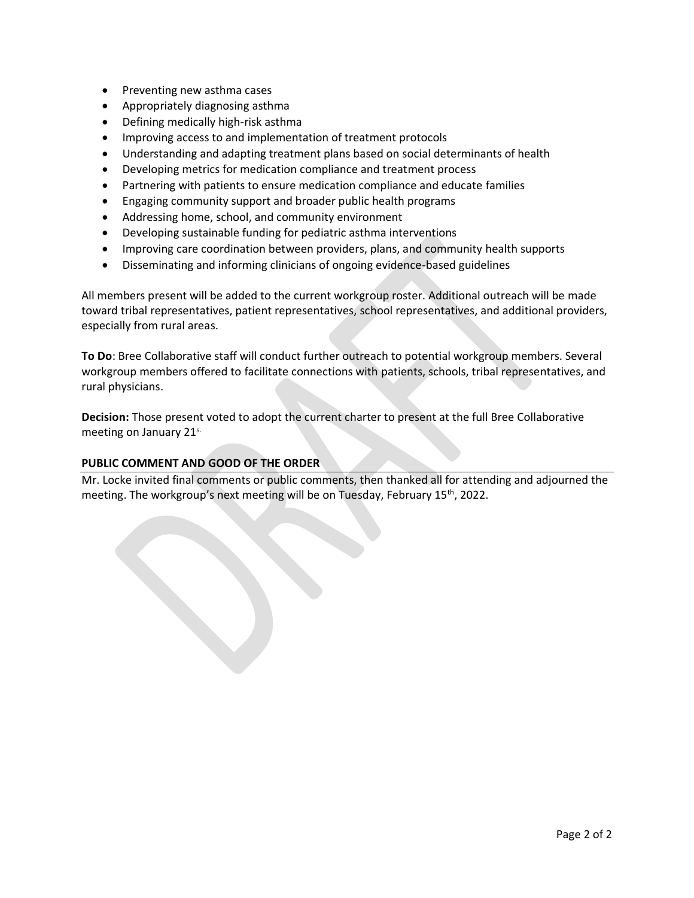- Preventing new asthma cases
- Appropriately diagnosing asthma
- Defining medically high-risk asthma
- Improving access to and implementation of treatment protocols
- Understanding and adapting treatment plans based on social determinants of health
- Developing metrics for medication compliance and treatment process
- Partnering with patients to ensure medication compliance and educate families
- Engaging community support and broader public health programs
- Addressing home, school, and community environment
- Developing sustainable funding for pediatric asthma interventions
- Improving care coordination between providers, plans, and community health supports
- Disseminating and informing clinicians of ongoing evidence-based guidelines

All members present will be added to the current workgroup roster. Additional outreach will be made toward tribal representatives, patient representatives, school representatives, and additional providers, especially from rural areas.

**To Do**: Bree Collaborative staff will conduct further outreach to potential workgroup members. Several workgroup members offered to facilitate connections with patients, schools, tribal representatives, and rural physicians.

**Decision:** Those present voted to adopt the current charter to present at the full Bree Collaborative meeting on January 21s.

**PUBLIC COMMENT AND GOOD OF THE ORDER**

Mr. Locke invited final comments or public comments, then thanked all for attending and adjourned the meeting. The workgroup's next meeting will be on Tuesday, February 15th, 2022.